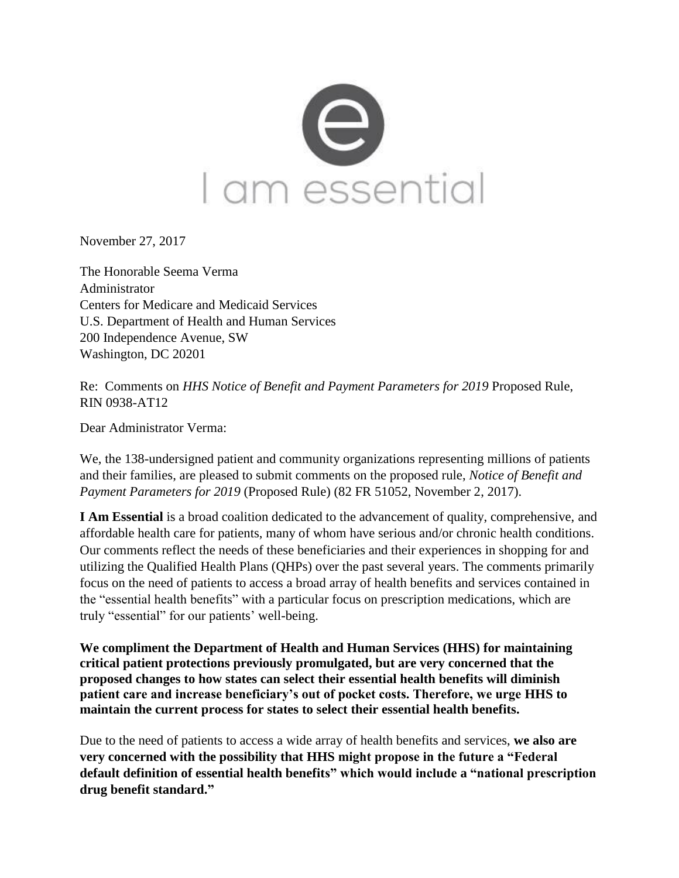I am essential

November 27, 2017

The Honorable Seema Verma
Administrator
Centers for Medicare and Medicaid Services
U.S. Department of Health and Human Services
200 Independence Avenue, SW
Washington, DC 20201

Re: Comments on *HHS Notice of Benefit and Payment Parameters for 2019* Proposed Rule, RIN 0938-AT12

Dear Administrator Verma:

We, the 138-undersigned patient and community organizations representing millions of patients and their families, are pleased to submit comments on the proposed rule, *Notice of Benefit and Payment Parameters for 2019* (Proposed Rule) (82 FR 51052, November 2, 2017).

**I Am Essential** is a broad coalition dedicated to the advancement of quality, comprehensive, and affordable health care for patients, many of whom have serious and/or chronic health conditions. Our comments reflect the needs of these beneficiaries and their experiences in shopping for and utilizing the Qualified Health Plans (QHPs) over the past several years. The comments primarily focus on the need of patients to access a broad array of health benefits and services contained in the "essential health benefits" with a particular focus on prescription medications, which are truly "essential" for our patients' well-being.

**We compliment the Department of Health and Human Services (HHS) for maintaining critical patient protections previously promulgated, but are very concerned that the proposed changes to how states can select their essential health benefits will diminish patient care and increase beneficiary's out of pocket costs. Therefore, we urge HHS to maintain the current process for states to select their essential health benefits.**

Due to the need of patients to access a wide array of health benefits and services, **we also are very concerned with the possibility that HHS might propose in the future a "Federal default definition of essential health benefits" which would include a "national prescription drug benefit standard."**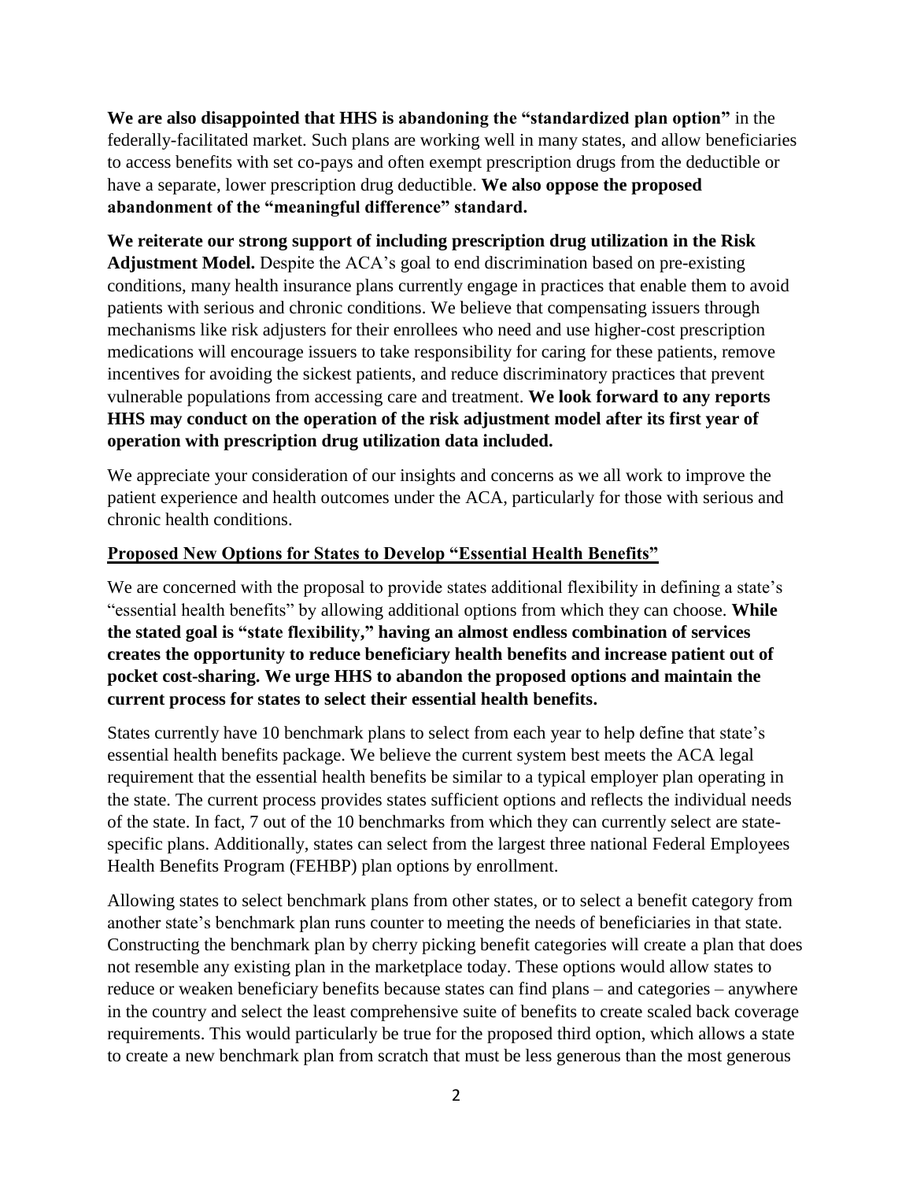**We are also disappointed that HHS is abandoning the "standardized plan option"** in the federally-facilitated market. Such plans are working well in many states, and allow beneficiaries to access benefits with set co-pays and often exempt prescription drugs from the deductible or have a separate, lower prescription drug deductible. **We also oppose the proposed abandonment of the "meaningful difference" standard.**

**We reiterate our strong support of including prescription drug utilization in the Risk Adjustment Model.** Despite the ACA's goal to end discrimination based on pre-existing conditions, many health insurance plans currently engage in practices that enable them to avoid patients with serious and chronic conditions. We believe that compensating issuers through mechanisms like risk adjusters for their enrollees who need and use higher-cost prescription medications will encourage issuers to take responsibility for caring for these patients, remove incentives for avoiding the sickest patients, and reduce discriminatory practices that prevent vulnerable populations from accessing care and treatment. **We look forward to any reports HHS may conduct on the operation of the risk adjustment model after its first year of operation with prescription drug utilization data included.**

We appreciate your consideration of our insights and concerns as we all work to improve the patient experience and health outcomes under the ACA, particularly for those with serious and chronic health conditions.

## Proposed New Options for States to Develop "Essential Health Benefits"

We are concerned with the proposal to provide states additional flexibility in defining a state's "essential health benefits" by allowing additional options from which they can choose. **While the stated goal is "state flexibility," having an almost endless combination of services creates the opportunity to reduce beneficiary health benefits and increase patient out of pocket cost-sharing. We urge HHS to abandon the proposed options and maintain the current process for states to select their essential health benefits.**

States currently have 10 benchmark plans to select from each year to help define that state's essential health benefits package. We believe the current system best meets the ACA legal requirement that the essential health benefits be similar to a typical employer plan operating in the state. The current process provides states sufficient options and reflects the individual needs of the state. In fact, 7 out of the 10 benchmarks from which they can currently select are state-specific plans. Additionally, states can select from the largest three national Federal Employees Health Benefits Program (FEHBP) plan options by enrollment.

Allowing states to select benchmark plans from other states, or to select a benefit category from another state's benchmark plan runs counter to meeting the needs of beneficiaries in that state. Constructing the benchmark plan by cherry picking benefit categories will create a plan that does not resemble any existing plan in the marketplace today. These options would allow states to reduce or weaken beneficiary benefits because states can find plans – and categories – anywhere in the country and select the least comprehensive suite of benefits to create scaled back coverage requirements. This would particularly be true for the proposed third option, which allows a state to create a new benchmark plan from scratch that must be less generous than the most generous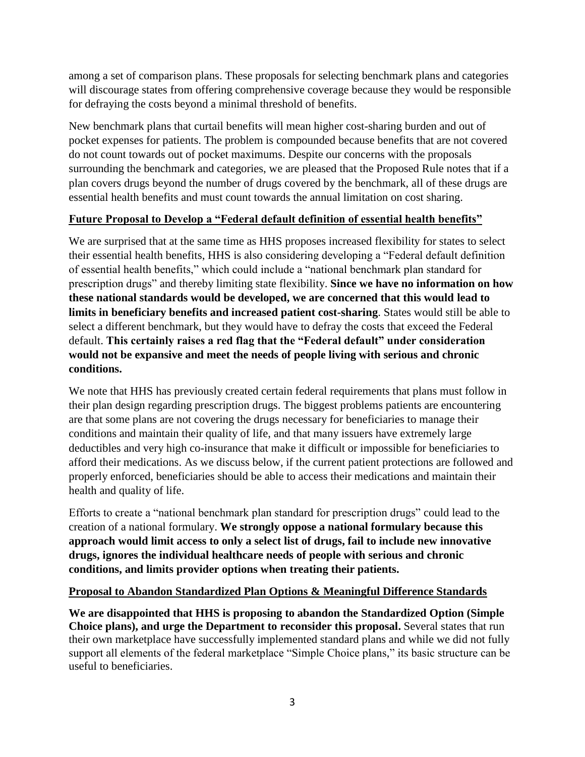among a set of comparison plans. These proposals for selecting benchmark plans and categories will discourage states from offering comprehensive coverage because they would be responsible for defraying the costs beyond a minimal threshold of benefits.

New benchmark plans that curtail benefits will mean higher cost-sharing burden and out of pocket expenses for patients. The problem is compounded because benefits that are not covered do not count towards out of pocket maximums. Despite our concerns with the proposals surrounding the benchmark and categories, we are pleased that the Proposed Rule notes that if a plan covers drugs beyond the number of drugs covered by the benchmark, all of these drugs are essential health benefits and must count towards the annual limitation on cost sharing.

## Future Proposal to Develop a "Federal default definition of essential health benefits"

We are surprised that at the same time as HHS proposes increased flexibility for states to select their essential health benefits, HHS is also considering developing a "Federal default definition of essential health benefits," which could include a "national benchmark plan standard for prescription drugs" and thereby limiting state flexibility. **Since we have no information on how these national standards would be developed, we are concerned that this would lead to limits in beneficiary benefits and increased patient cost-sharing**. States would still be able to select a different benchmark, but they would have to defray the costs that exceed the Federal default. **This certainly raises a red flag that the "Federal default" under consideration would not be expansive and meet the needs of people living with serious and chronic conditions.**

We note that HHS has previously created certain federal requirements that plans must follow in their plan design regarding prescription drugs. The biggest problems patients are encountering are that some plans are not covering the drugs necessary for beneficiaries to manage their conditions and maintain their quality of life, and that many issuers have extremely large deductibles and very high co-insurance that make it difficult or impossible for beneficiaries to afford their medications. As we discuss below, if the current patient protections are followed and properly enforced, beneficiaries should be able to access their medications and maintain their health and quality of life.

Efforts to create a "national benchmark plan standard for prescription drugs" could lead to the creation of a national formulary. **We strongly oppose a national formulary because this approach would limit access to only a select list of drugs, fail to include new innovative drugs, ignores the individual healthcare needs of people with serious and chronic conditions, and limits provider options when treating their patients.**

## Proposal to Abandon Standardized Plan Options & Meaningful Difference Standards

**We are disappointed that HHS is proposing to abandon the Standardized Option (Simple Choice plans), and urge the Department to reconsider this proposal.** Several states that run their own marketplace have successfully implemented standard plans and while we did not fully support all elements of the federal marketplace "Simple Choice plans," its basic structure can be useful to beneficiaries.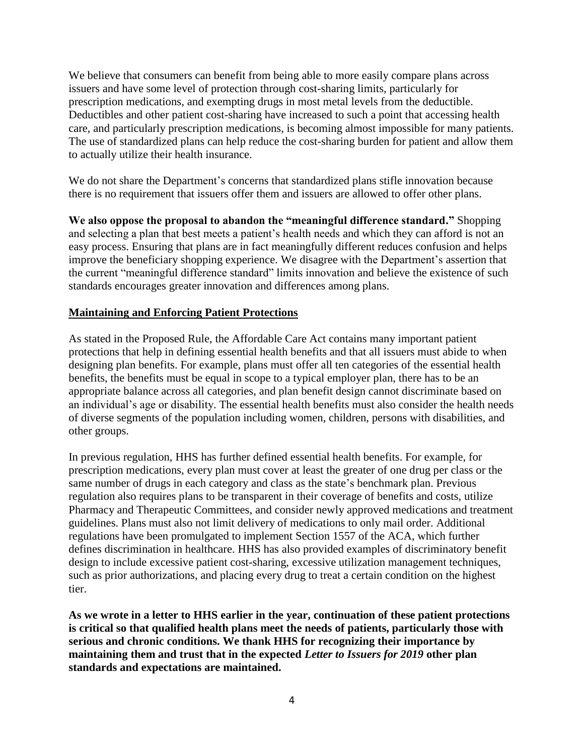We believe that consumers can benefit from being able to more easily compare plans across issuers and have some level of protection through cost-sharing limits, particularly for prescription medications, and exempting drugs in most metal levels from the deductible. Deductibles and other patient cost-sharing have increased to such a point that accessing health care, and particularly prescription medications, is becoming almost impossible for many patients. The use of standardized plans can help reduce the cost-sharing burden for patient and allow them to actually utilize their health insurance.

We do not share the Department's concerns that standardized plans stifle innovation because there is no requirement that issuers offer them and issuers are allowed to offer other plans.

**We also oppose the proposal to abandon the "meaningful difference standard."** Shopping and selecting a plan that best meets a patient's health needs and which they can afford is not an easy process. Ensuring that plans are in fact meaningfully different reduces confusion and helps improve the beneficiary shopping experience. We disagree with the Department's assertion that the current "meaningful difference standard" limits innovation and believe the existence of such standards encourages greater innovation and differences among plans.

**Maintaining and Enforcing Patient Protections**

As stated in the Proposed Rule, the Affordable Care Act contains many important patient protections that help in defining essential health benefits and that all issuers must abide to when designing plan benefits. For example, plans must offer all ten categories of the essential health benefits, the benefits must be equal in scope to a typical employer plan, there has to be an appropriate balance across all categories, and plan benefit design cannot discriminate based on an individual's age or disability. The essential health benefits must also consider the health needs of diverse segments of the population including women, children, persons with disabilities, and other groups.

In previous regulation, HHS has further defined essential health benefits. For example, for prescription medications, every plan must cover at least the greater of one drug per class or the same number of drugs in each category and class as the state's benchmark plan. Previous regulation also requires plans to be transparent in their coverage of benefits and costs, utilize Pharmacy and Therapeutic Committees, and consider newly approved medications and treatment guidelines. Plans must also not limit delivery of medications to only mail order. Additional regulations have been promulgated to implement Section 1557 of the ACA, which further defines discrimination in healthcare. HHS has also provided examples of discriminatory benefit design to include excessive patient cost-sharing, excessive utilization management techniques, such as prior authorizations, and placing every drug to treat a certain condition on the highest tier.

**As we wrote in a letter to HHS earlier in the year, continuation of these patient protections is critical so that qualified health plans meet the needs of patients, particularly those with serious and chronic conditions. We thank HHS for recognizing their importance by maintaining them and trust that in the expected *Letter to Issuers for 2019* other plan standards and expectations are maintained.**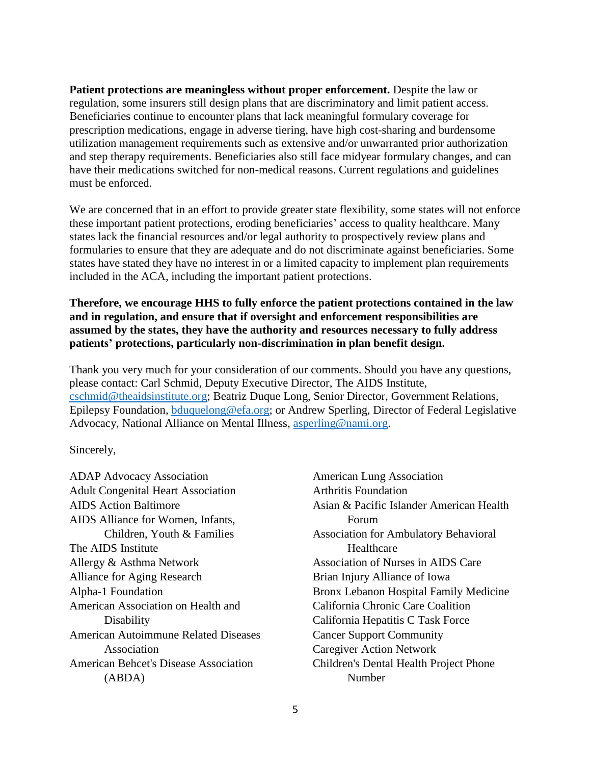**Patient protections are meaningless without proper enforcement.** Despite the law or regulation, some insurers still design plans that are discriminatory and limit patient access. Beneficiaries continue to encounter plans that lack meaningful formulary coverage for prescription medications, engage in adverse tiering, have high cost-sharing and burdensome utilization management requirements such as extensive and/or unwarranted prior authorization and step therapy requirements. Beneficiaries also still face midyear formulary changes, and can have their medications switched for non-medical reasons. Current regulations and guidelines must be enforced.

We are concerned that in an effort to provide greater state flexibility, some states will not enforce these important patient protections, eroding beneficiaries' access to quality healthcare. Many states lack the financial resources and/or legal authority to prospectively review plans and formularies to ensure that they are adequate and do not discriminate against beneficiaries. Some states have stated they have no interest in or a limited capacity to implement plan requirements included in the ACA, including the important patient protections.

**Therefore, we encourage HHS to fully enforce the patient protections contained in the law and in regulation, and ensure that if oversight and enforcement responsibilities are assumed by the states, they have the authority and resources necessary to fully address patients' protections, particularly non-discrimination in plan benefit design.**

Thank you very much for your consideration of our comments. Should you have any questions, please contact: Carl Schmid, Deputy Executive Director, The AIDS Institute, cschmid@theaidsinstitute.org; Beatriz Duque Long, Senior Director, Government Relations, Epilepsy Foundation, bduquelong@efa.org; or Andrew Sperling, Director of Federal Legislative Advocacy, National Alliance on Mental Illness, asperling@nami.org.

Sincerely,

ADAP Advocacy Association
Adult Congenital Heart Association
AIDS Action Baltimore
AIDS Alliance for Women, Infants, Children, Youth & Families
The AIDS Institute
Allergy & Asthma Network
Alliance for Aging Research
Alpha-1 Foundation
American Association on Health and Disability
American Autoimmune Related Diseases Association
American Behcet's Disease Association (ABDA)
American Lung Association
Arthritis Foundation
Asian & Pacific Islander American Health Forum
Association for Ambulatory Behavioral Healthcare
Association of Nurses in AIDS Care
Brian Injury Alliance of Iowa
Bronx Lebanon Hospital Family Medicine
California Chronic Care Coalition
California Hepatitis C Task Force
Cancer Support Community
Caregiver Action Network
Children's Dental Health Project Phone Number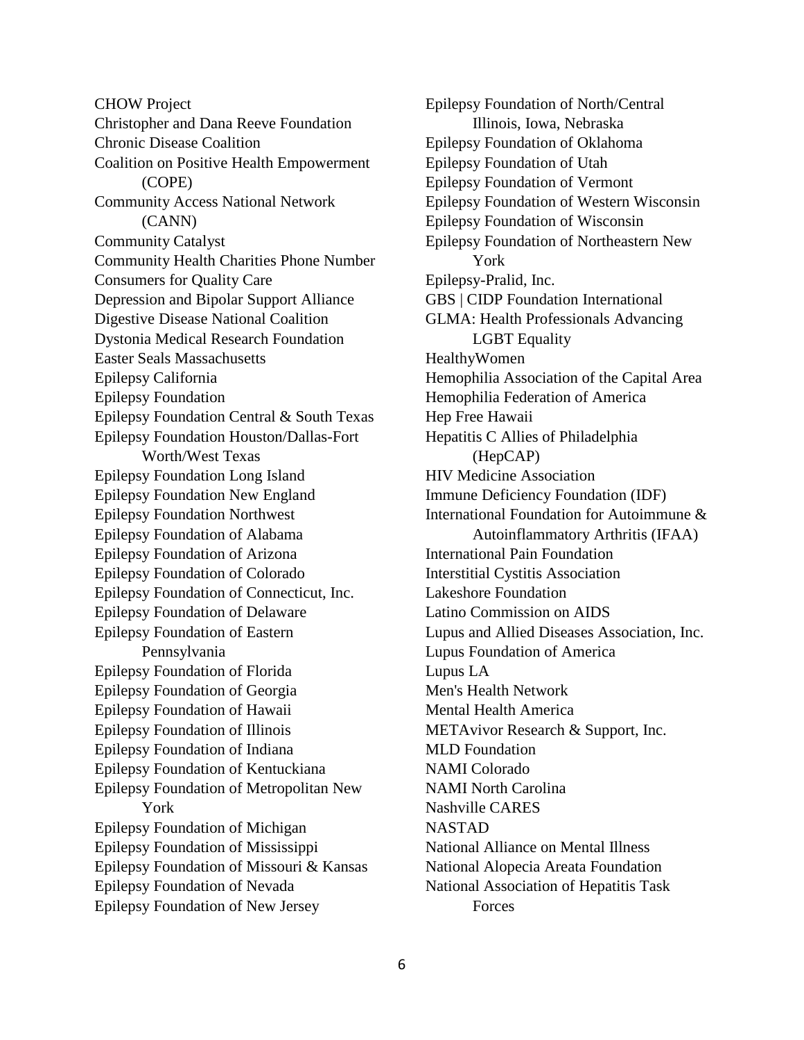CHOW Project
Christopher and Dana Reeve Foundation
Chronic Disease Coalition
Coalition on Positive Health Empowerment (COPE)
Community Access National Network (CANN)
Community Catalyst
Community Health Charities Phone Number
Consumers for Quality Care
Depression and Bipolar Support Alliance
Digestive Disease National Coalition
Dystonia Medical Research Foundation
Easter Seals Massachusetts
Epilepsy California
Epilepsy Foundation
Epilepsy Foundation Central & South Texas
Epilepsy Foundation Houston/Dallas-Fort Worth/West Texas
Epilepsy Foundation Long Island
Epilepsy Foundation New England
Epilepsy Foundation Northwest
Epilepsy Foundation of Alabama
Epilepsy Foundation of Arizona
Epilepsy Foundation of Colorado
Epilepsy Foundation of Connecticut, Inc.
Epilepsy Foundation of Delaware
Epilepsy Foundation of Eastern Pennsylvania
Epilepsy Foundation of Florida
Epilepsy Foundation of Georgia
Epilepsy Foundation of Hawaii
Epilepsy Foundation of Illinois
Epilepsy Foundation of Indiana
Epilepsy Foundation of Kentuckiana
Epilepsy Foundation of Metropolitan New York
Epilepsy Foundation of Michigan
Epilepsy Foundation of Mississippi
Epilepsy Foundation of Missouri & Kansas
Epilepsy Foundation of Nevada
Epilepsy Foundation of New Jersey
Epilepsy Foundation of North/Central Illinois, Iowa, Nebraska
Epilepsy Foundation of Oklahoma
Epilepsy Foundation of Utah
Epilepsy Foundation of Vermont
Epilepsy Foundation of Western Wisconsin
Epilepsy Foundation of Wisconsin
Epilepsy Foundation of Northeastern New York
Epilepsy-Pralid, Inc.
GBS | CIDP Foundation International
GLMA: Health Professionals Advancing LGBT Equality
HealthyWomen
Hemophilia Association of the Capital Area
Hemophilia Federation of America
Hep Free Hawaii
Hepatitis C Allies of Philadelphia (HepCAP)
HIV Medicine Association
Immune Deficiency Foundation (IDF)
International Foundation for Autoimmune & Autoinflammatory Arthritis (IFAA)
International Pain Foundation
Interstitial Cystitis Association
Lakeshore Foundation
Latino Commission on AIDS
Lupus and Allied Diseases Association, Inc.
Lupus Foundation of America
Lupus LA
Men's Health Network
Mental Health America
METAvivor Research & Support, Inc.
MLD Foundation
NAMI Colorado
NAMI North Carolina
Nashville CARES
NASTAD
National Alliance on Mental Illness
National Alopecia Areata Foundation
National Association of Hepatitis Task Forces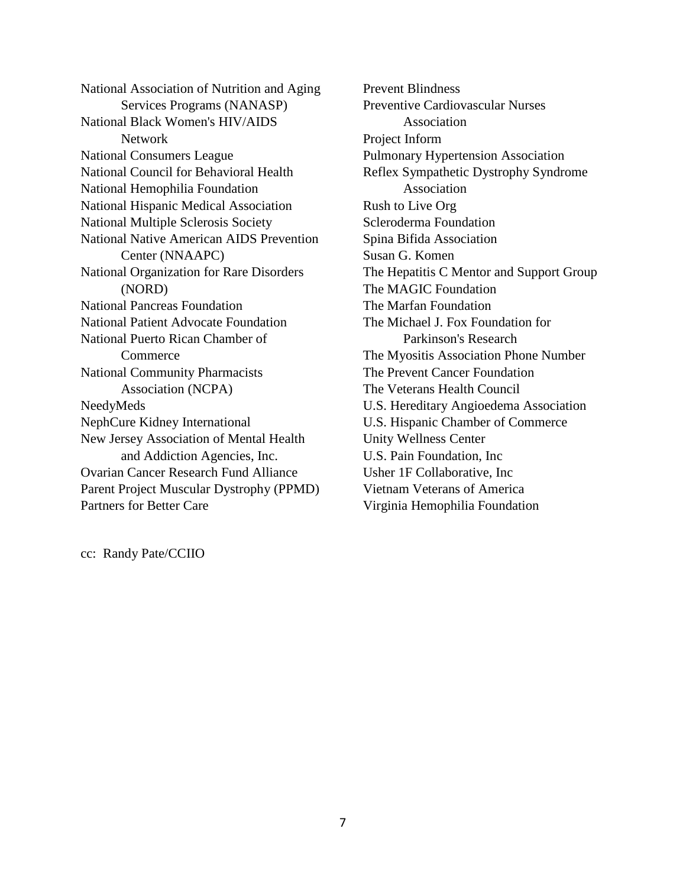National Association of Nutrition and Aging Services Programs (NANASP)
National Black Women's HIV/AIDS Network
National Consumers League
National Council for Behavioral Health
National Hemophilia Foundation
National Hispanic Medical Association
National Multiple Sclerosis Society
National Native American AIDS Prevention Center (NNAAPC)
National Organization for Rare Disorders (NORD)
National Pancreas Foundation
National Patient Advocate Foundation
National Puerto Rican Chamber of Commerce
National Community Pharmacists Association (NCPA)
NeedyMeds
NephCure Kidney International
New Jersey Association of Mental Health and Addiction Agencies, Inc.
Ovarian Cancer Research Fund Alliance
Parent Project Muscular Dystrophy (PPMD)
Partners for Better Care
Prevent Blindness
Preventive Cardiovascular Nurses Association
Project Inform
Pulmonary Hypertension Association
Reflex Sympathetic Dystrophy Syndrome Association
Rush to Live Org
Scleroderma Foundation
Spina Bifida Association
Susan G. Komen
The Hepatitis C Mentor and Support Group
The MAGIC Foundation
The Marfan Foundation
The Michael J. Fox Foundation for Parkinson's Research
The Myositis Association Phone Number
The Prevent Cancer Foundation
The Veterans Health Council
U.S. Hereditary Angioedema Association
U.S. Hispanic Chamber of Commerce
Unity Wellness Center
U.S. Pain Foundation, Inc
Usher 1F Collaborative, Inc
Vietnam Veterans of America
Virginia Hemophilia Foundation

cc: Randy Pate/CCIIO